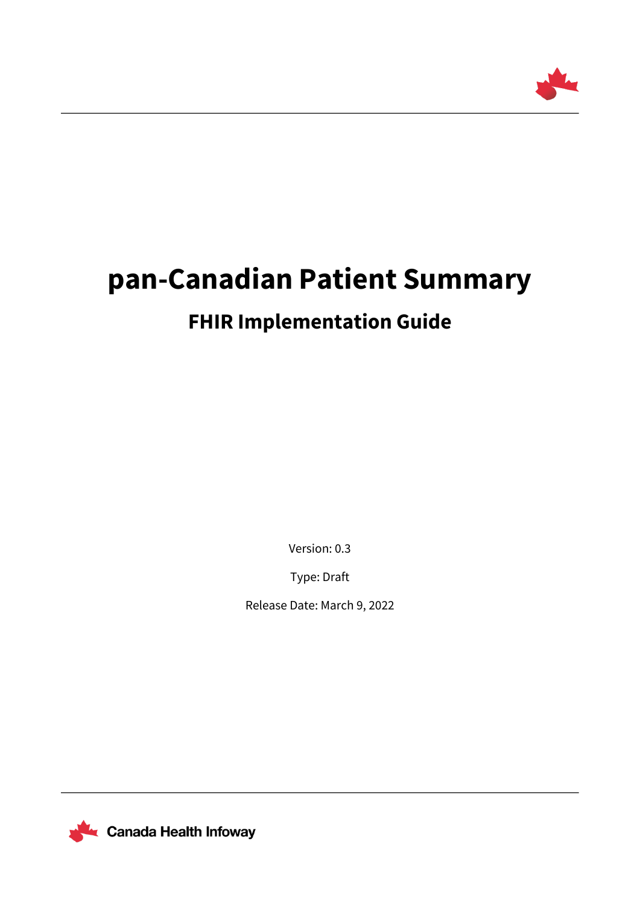# pan-Canadian Patient Summary

## FHIR Implementation Guide

Version: 0.3

Type: Draft

Release Date: March 9, 2022

Canada Health Infoway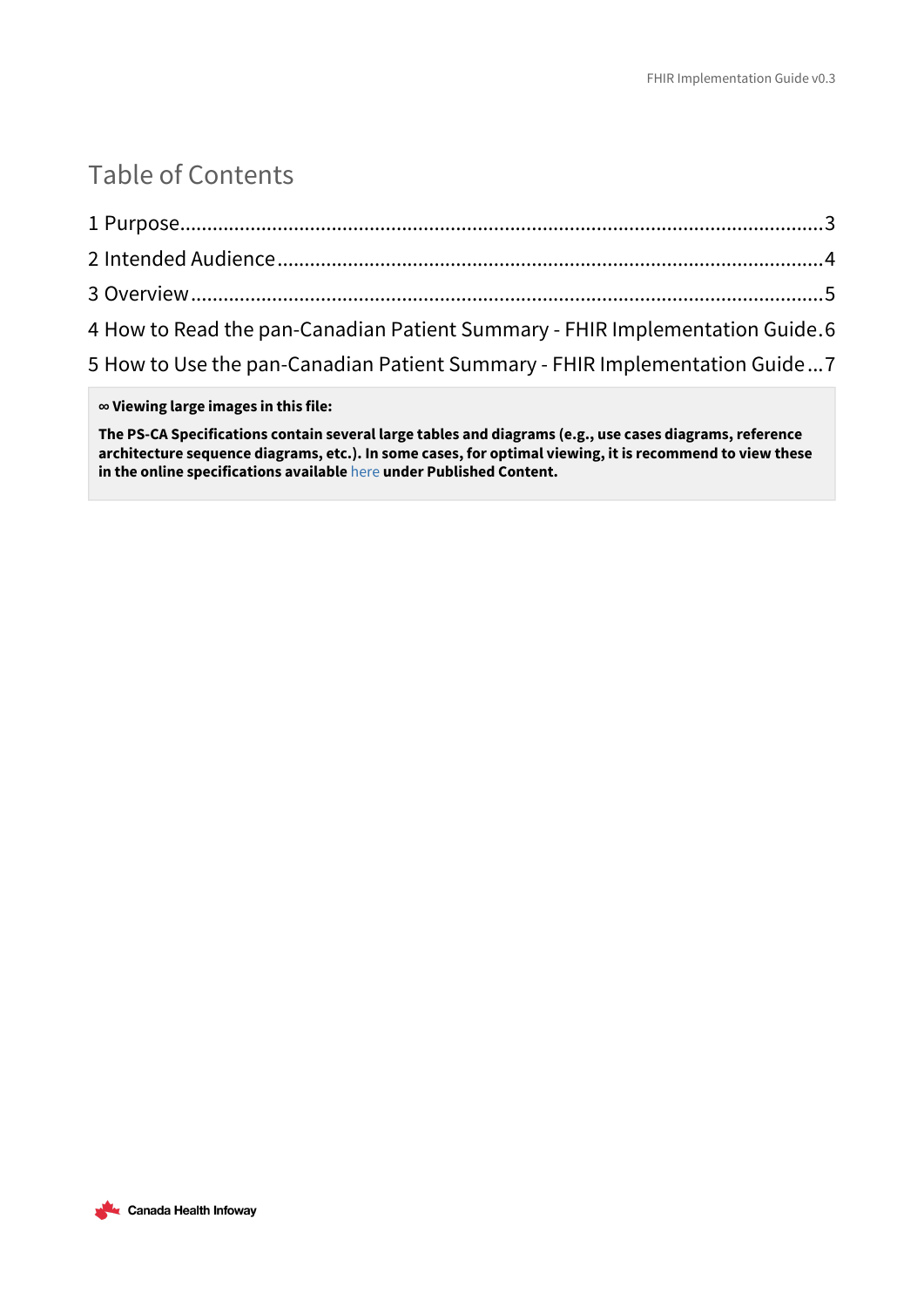# Table of Contents

1 Purpose......................................................................................................................3

2 Intended Audience....................................................................................................4

3 Overview....................................................................................................................5

4 How to Read the pan-Canadian Patient Summary - FHIR Implementation Guide.6

5 How to Use the pan-Canadian Patient Summary - FHIR Implementation Guide...7

**∞ Viewing large images in this file:**

**The PS-CA Specifications contain several large tables and diagrams (e.g., use cases diagrams, reference architecture sequence diagrams, etc.). In some cases, for optimal viewing, it is recommend to view these in the online specifications available here under Published Content.**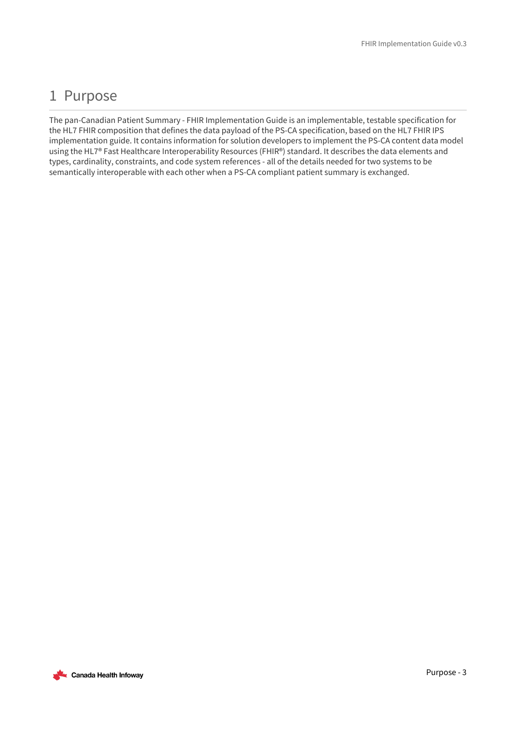# 1 Purpose

The pan-Canadian Patient Summary - FHIR Implementation Guide is an implementable, testable specification for the HL7 FHIR composition that defines the data payload of the PS-CA specification, based on the HL7 FHIR IPS implementation guide. It contains information for solution developers to implement the PS-CA content data model using the HL7® Fast Healthcare Interoperability Resources (FHIR®) standard. It describes the data elements and types, cardinality, constraints, and code system references - all of the details needed for two systems to be semantically interoperable with each other when a PS-CA compliant patient summary is exchanged.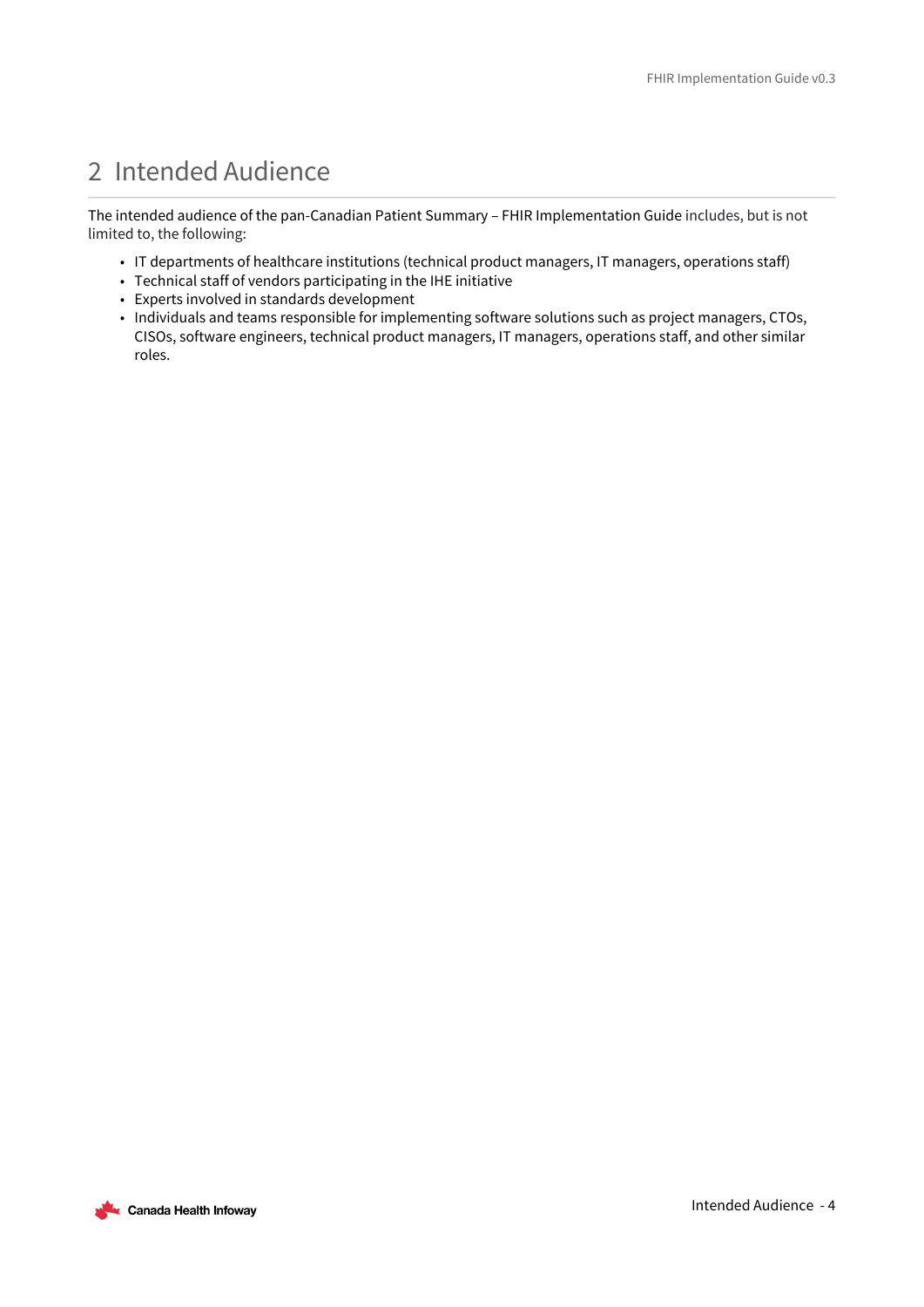# 2 Intended Audience

The intended audience of the pan-Canadian Patient Summary – FHIR Implementation Guide includes, but is not limited to, the following:

- IT departments of healthcare institutions (technical product managers, IT managers, operations staff)
- Technical staff of vendors participating in the IHE initiative
- Experts involved in standards development
- Individuals and teams responsible for implementing software solutions such as project managers, CTOs, CISOs, software engineers, technical product managers, IT managers, operations staff, and other similar roles.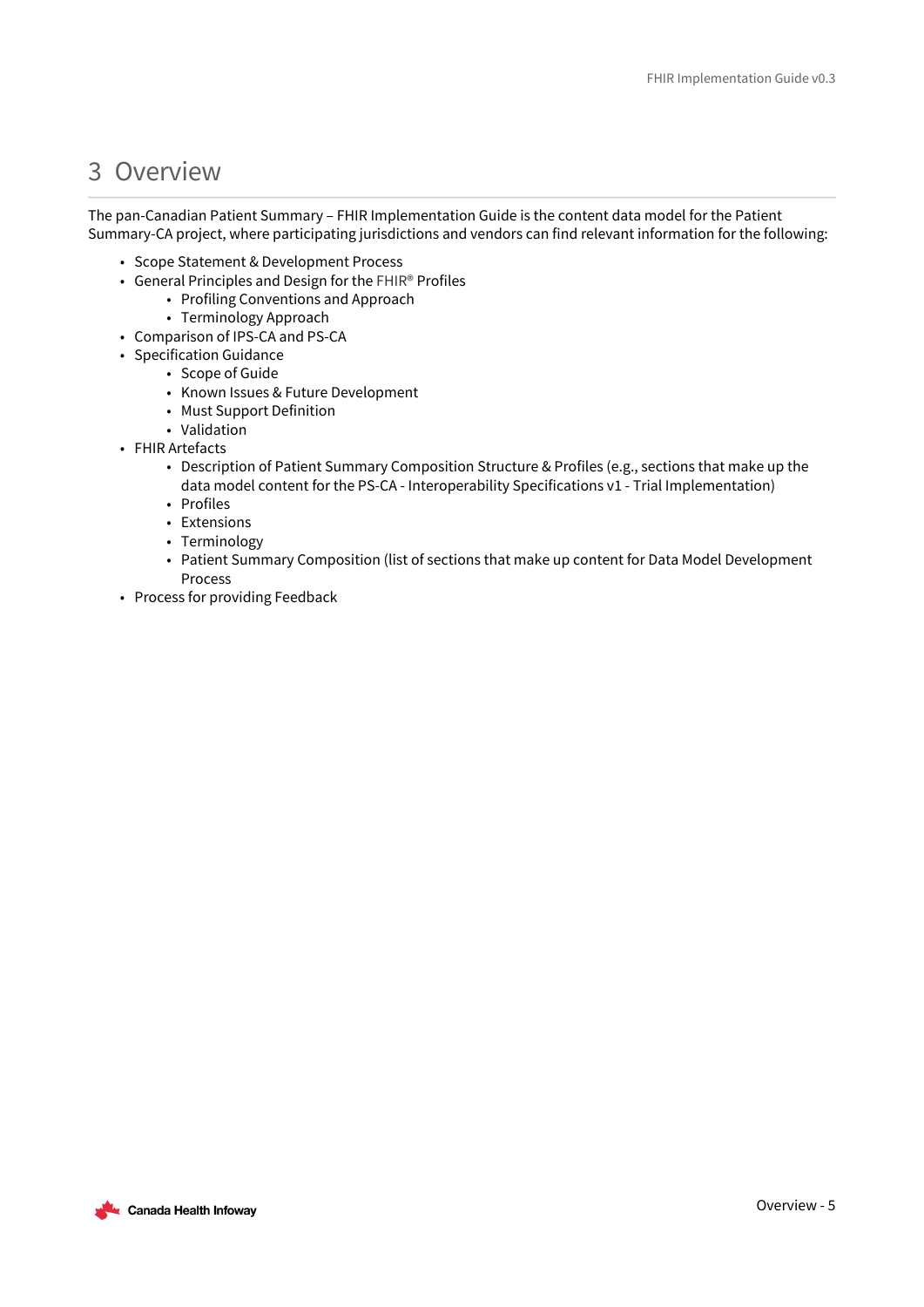# 3 Overview

The pan-Canadian Patient Summary – FHIR Implementation Guide is the content data model for the Patient Summary-CA project, where participating jurisdictions and vendors can find relevant information for the following:

- Scope Statement & Development Process
- General Principles and Design for the FHIR® Profiles
  - Profiling Conventions and Approach
  - Terminology Approach
- Comparison of IPS-CA and PS-CA
- Specification Guidance
  - Scope of Guide
  - Known Issues & Future Development
  - Must Support Definition
  - Validation
- FHIR Artefacts
  - Description of Patient Summary Composition Structure & Profiles (e.g., sections that make up the data model content for the PS-CA - Interoperability Specifications v1 - Trial Implementation)
  - Profiles
  - Extensions
  - Terminology
  - Patient Summary Composition (list of sections that make up content for Data Model Development Process
- Process for providing Feedback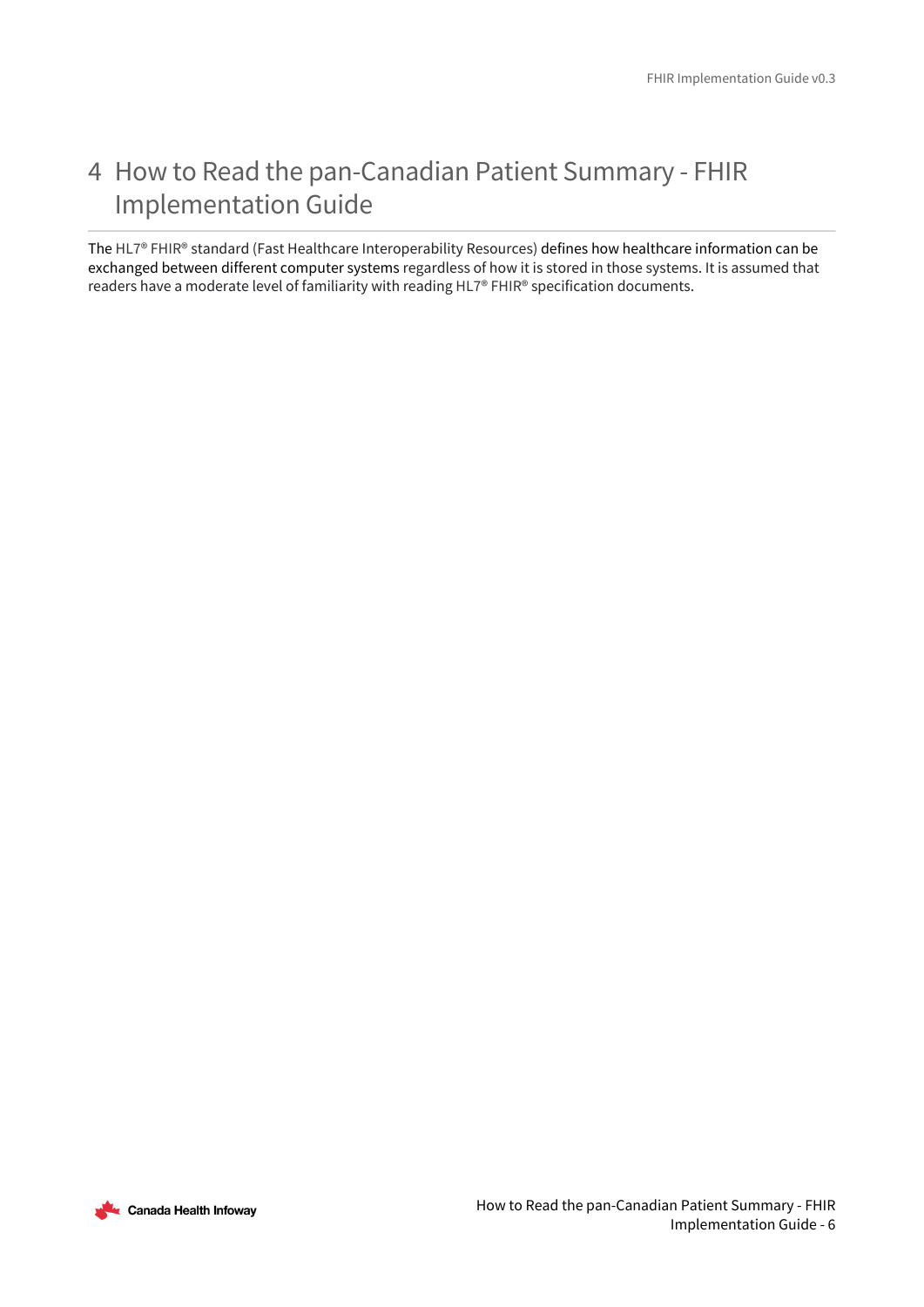# 4 How to Read the pan-Canadian Patient Summary - FHIR Implementation Guide

The HL7® FHIR® standard (Fast Healthcare Interoperability Resources) defines how healthcare information can be exchanged between different computer systems regardless of how it is stored in those systems. It is assumed that readers have a moderate level of familiarity with reading HL7® FHIR® specification documents.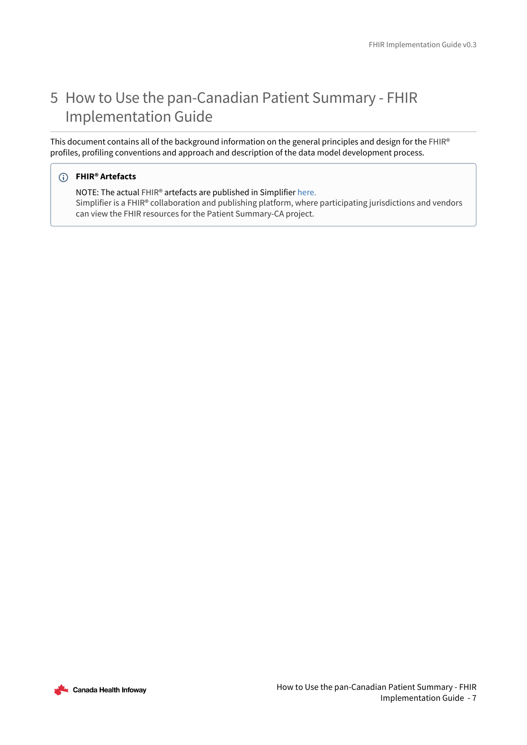# 5 How to Use the pan-Canadian Patient Summary - FHIR Implementation Guide

This document contains all of the background information on the general principles and design for the FHIR® profiles, profiling conventions and approach and description of the data model development process.

> **FHIR® Artefacts**
>
> NOTE: The actual FHIR® artefacts are published in Simplifier here.
> Simplifier is a FHIR® collaboration and publishing platform, where participating jurisdictions and vendors can view the FHIR resources for the Patient Summary-CA project.